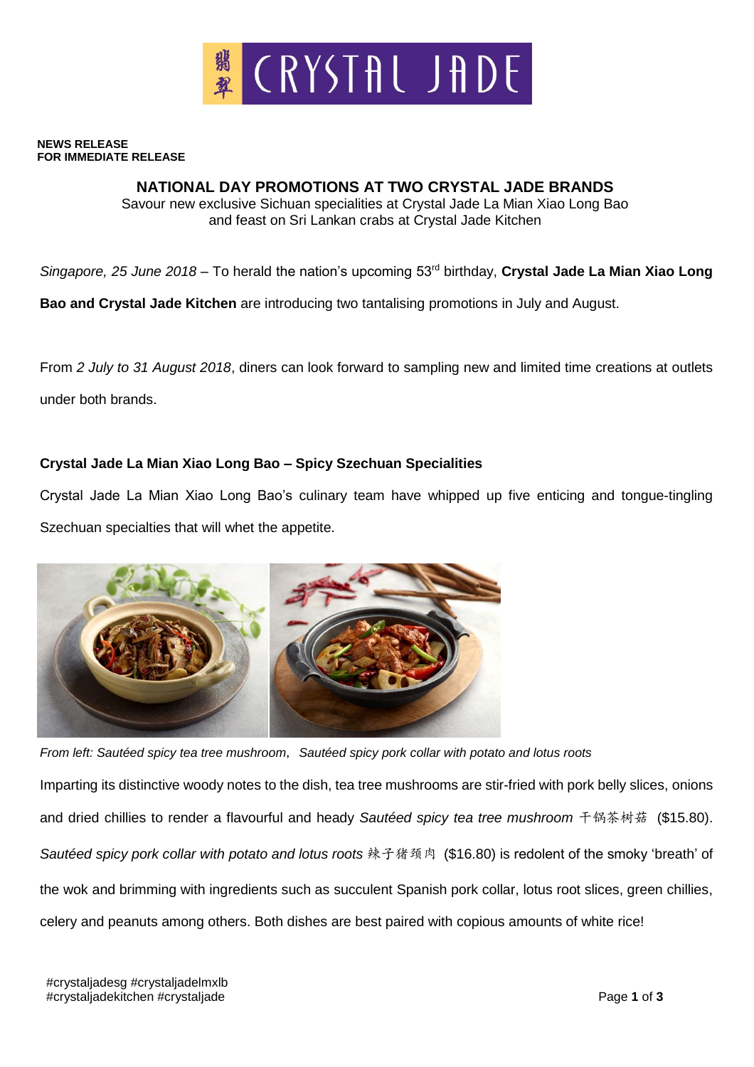**NEWS RELEASE**
**FOR IMMEDIATE RELEASE**

## NATIONAL DAY PROMOTIONS AT TWO CRYSTAL JADE BRANDS

Savour new exclusive Sichuan specialities at Crystal Jade La Mian Xiao Long Bao and feast on Sri Lankan crabs at Crystal Jade Kitchen

*Singapore, 25 June 2018* – To herald the nation's upcoming 53rd birthday, **Crystal Jade La Mian Xiao Long Bao and Crystal Jade Kitchen** are introducing two tantalising promotions in July and August.

From *2 July to 31 August 2018*, diners can look forward to sampling new and limited time creations at outlets under both brands.

### Crystal Jade La Mian Xiao Long Bao – Spicy Szechuan Specialities

Crystal Jade La Mian Xiao Long Bao's culinary team have whipped up five enticing and tongue-tingling Szechuan specialties that will whet the appetite.

*From left: Sautéed spicy tea tree mushroom, Sautéed spicy pork collar with potato and lotus roots*

Imparting its distinctive woody notes to the dish, tea tree mushrooms are stir-fried with pork belly slices, onions and dried chillies to render a flavourful and heady *Sautéed spicy tea tree mushroom* 干锅茶树菇 ($15.80). *Sautéed spicy pork collar with potato and lotus roots* 辣子猪颈肉 ($16.80) is redolent of the smoky 'breath' of the wok and brimming with ingredients such as succulent Spanish pork collar, lotus root slices, green chillies, celery and peanuts among others. Both dishes are best paired with copious amounts of white rice!

#crystaljadesg #crystaljadelmxlb
#crystaljadekitchen #crystaljade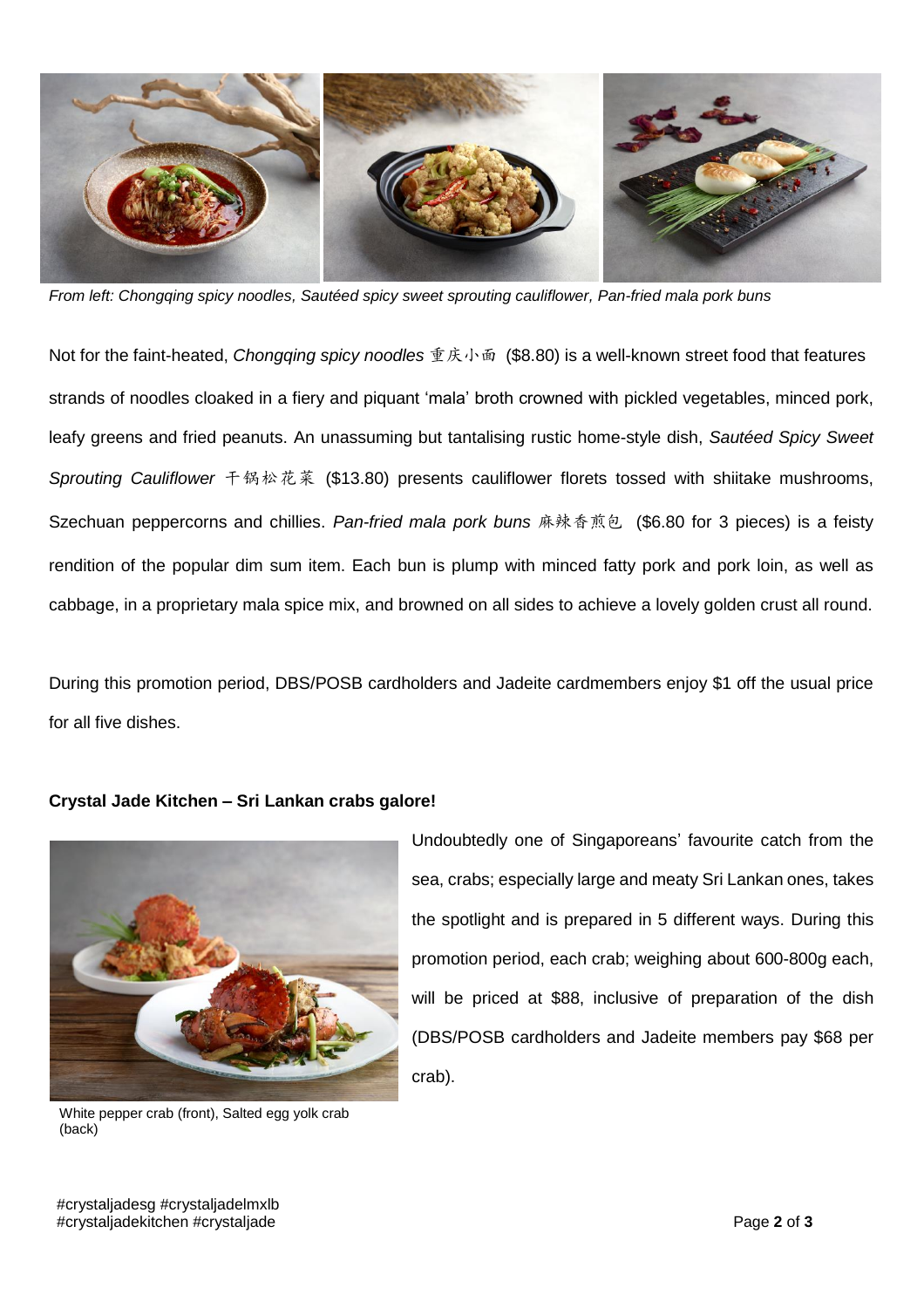*From left: Chongqing spicy noodles, Sautéed spicy sweet sprouting cauliflower, Pan-fried mala pork buns*

Not for the faint-heated, *Chongqing spicy noodles* 重庆小面 ($8.80) is a well-known street food that features strands of noodles cloaked in a fiery and piquant 'mala' broth crowned with pickled vegetables, minced pork, leafy greens and fried peanuts. An unassuming but tantalising rustic home-style dish, *Sautéed Spicy Sweet Sprouting Cauliflower* 干锅松花菜 ($13.80) presents cauliflower florets tossed with shiitake mushrooms, Szechuan peppercorns and chillies. *Pan-fried mala pork buns* 麻辣香煎包 ($6.80 for 3 pieces) is a feisty rendition of the popular dim sum item. Each bun is plump with minced fatty pork and pork loin, as well as cabbage, in a proprietary mala spice mix, and browned on all sides to achieve a lovely golden crust all round.

During this promotion period, DBS/POSB cardholders and Jadeite cardmembers enjoy $1 off the usual price for all five dishes.

**Crystal Jade Kitchen – Sri Lankan crabs galore!**

Undoubtedly one of Singaporeans' favourite catch from the sea, crabs; especially large and meaty Sri Lankan ones, takes the spotlight and is prepared in 5 different ways. During this promotion period, each crab; weighing about 600-800g each, will be priced at $88, inclusive of preparation of the dish (DBS/POSB cardholders and Jadeite members pay $68 per crab).

White pepper crab (front), Salted egg yolk crab (back)

#crystaljadesg #crystaljadelmxlb
#crystaljadekitchen #crystaljade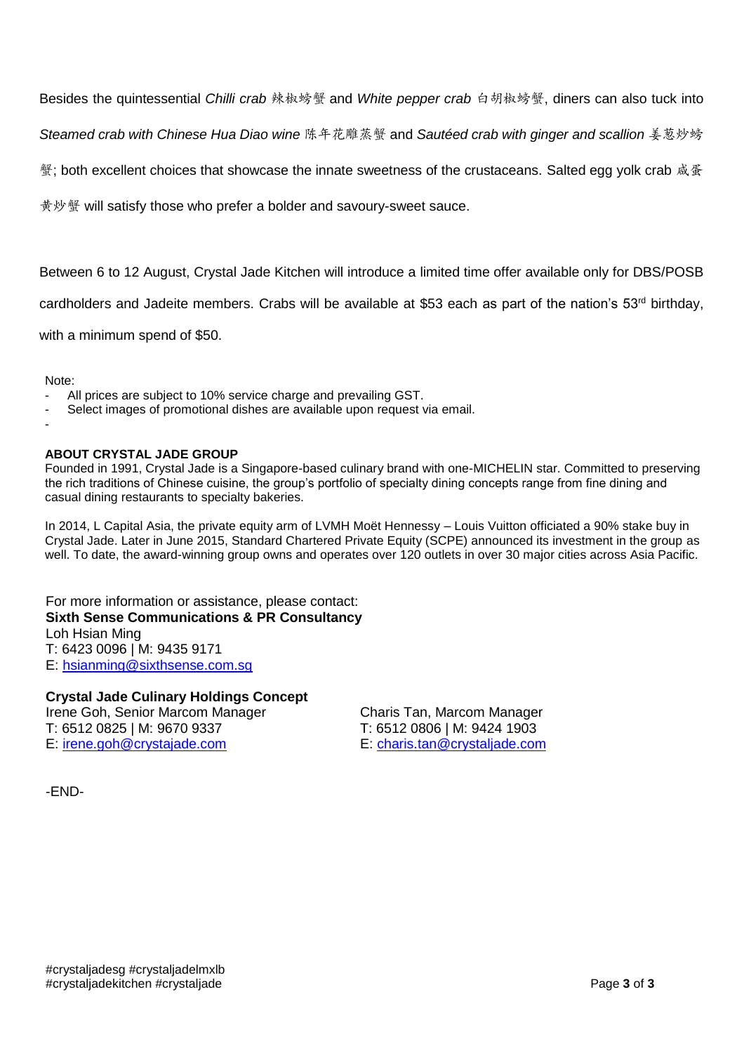Besides the quintessential *Chilli crab* 辣椒螃蟹 and *White pepper crab* 白胡椒螃蟹, diners can also tuck into *Steamed crab with Chinese Hua Diao wine* 陈年花雕蒸蟹 and *Sautéed crab with ginger and scallion* 姜葱炒螃蟹; both excellent choices that showcase the innate sweetness of the crustaceans. Salted egg yolk crab 咸蛋黄炒蟹 will satisfy those who prefer a bolder and savoury-sweet sauce.

Between 6 to 12 August, Crystal Jade Kitchen will introduce a limited time offer available only for DBS/POSB cardholders and Jadeite members. Crabs will be available at $53 each as part of the nation's 53rd birthday, with a minimum spend of $50.

Note:
- All prices are subject to 10% service charge and prevailing GST.
- Select images of promotional dishes are available upon request via email.
-

**ABOUT CRYSTAL JADE GROUP**

Founded in 1991, Crystal Jade is a Singapore-based culinary brand with one-MICHELIN star. Committed to preserving the rich traditions of Chinese cuisine, the group's portfolio of specialty dining concepts range from fine dining and casual dining restaurants to specialty bakeries.

In 2014, L Capital Asia, the private equity arm of LVMH Moët Hennessy – Louis Vuitton officiated a 90% stake buy in Crystal Jade. Later in June 2015, Standard Chartered Private Equity (SCPE) announced its investment in the group as well. To date, the award-winning group owns and operates over 120 outlets in over 30 major cities across Asia Pacific.

For more information or assistance, please contact:
**Sixth Sense Communications & PR Consultancy**
Loh Hsian Ming
T: 6423 0096 | M: 9435 9171
E: hsianming@sixthsense.com.sg

**Crystal Jade Culinary Holdings Concept**

Irene Goh, Senior Marcom Manager
T: 6512 0825 | M: 9670 9337
E: irene.goh@crystajade.com

Charis Tan, Marcom Manager
T: 6512 0806 | M: 9424 1903
E: charis.tan@crystaljade.com

-END-

#crystaljadesg #crystaljadelmxlb
#crystaljadekitchen #crystaljade